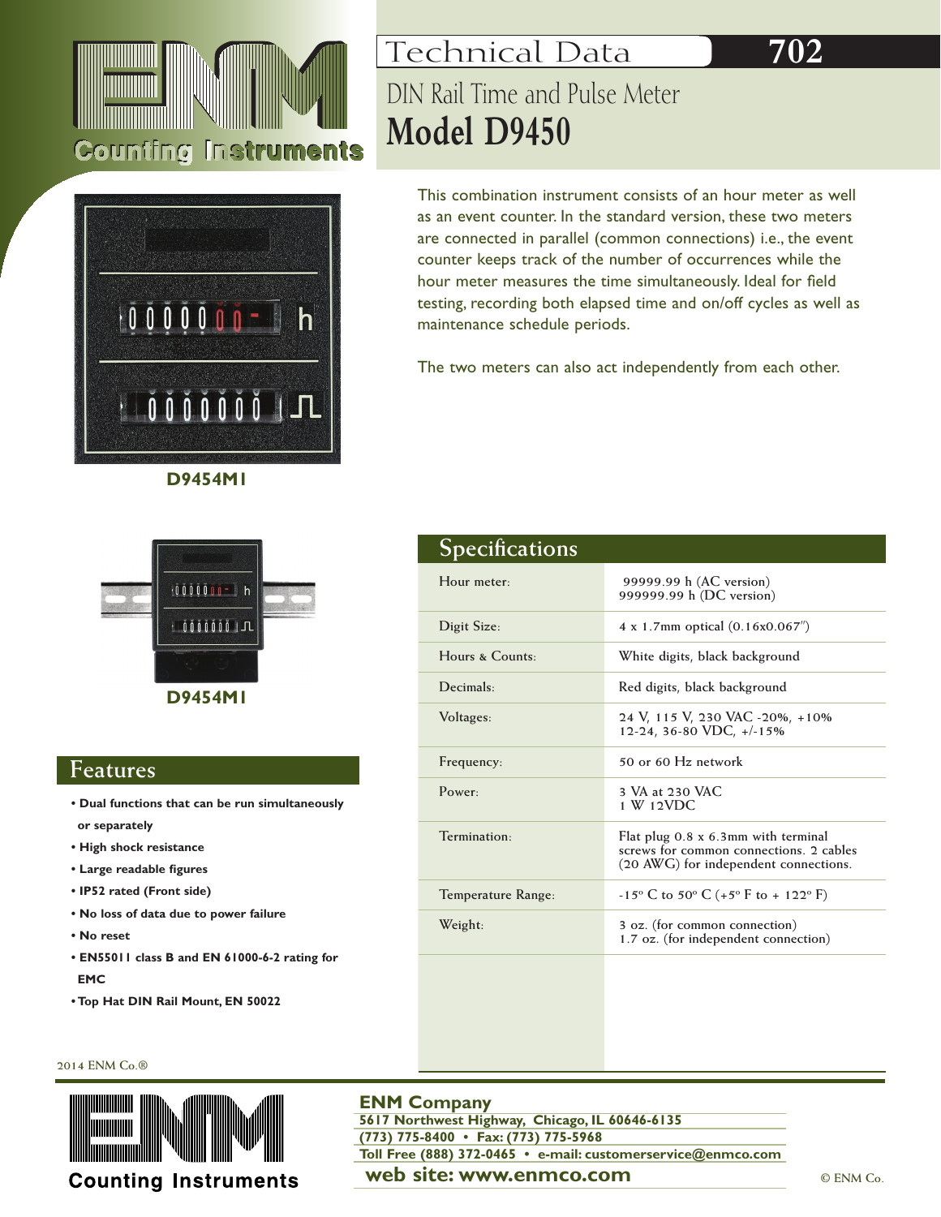# Technical Data 702

## DIN Rail Time and Pulse Meter

# Model D9450

This combination instrument consists of an hour meter as well as an event counter. In the standard version, these two meters are connected in parallel (common connections) i.e., the event counter keeps track of the number of occurrences while the hour meter measures the time simultaneously. Ideal for field testing, recording both elapsed time and on/off cycles as well as maintenance schedule periods.

The two meters can also act independently from each other.

**D9454M1**

**D9454M1**

## Features

- **Dual functions that can be run simultaneously or separately**
- **High shock resistance**
- **Large readable figures**
- **IP52 rated (Front side)**
- **No loss of data due to power failure**
- **No reset**
- **EN55011 class B and EN 61000-6-2 rating for EMC**
- **Top Hat DIN Rail Mount, EN 50022**

## Specifications

| | |
|---|---|
| Hour meter: | 99999.99 h (AC version)<br>999999.99 h (DC version) |
| Digit Size: | 4 x 1.7mm optical (0.16x0.067") |
| Hours & Counts: | White digits, black background |
| Decimals: | Red digits, black background |
| Voltages: | 24 V, 115 V, 230 VAC -20%, +10%<br>12-24, 36-80 VDC, +/-15% |
| Frequency: | 50 or 60 Hz network |
| Power: | 3 VA at 230 VAC<br>1 W 12VDC |
| Termination: | Flat plug 0.8 x 6.3mm with terminal screws for common connections. 2 cables (20 AWG) for independent connections. |
| Temperature Range: | -15º C to 50º C (+5º F to + 122º F) |
| Weight: | 3 oz. (for common connection)<br>1.7 oz. (for independent connection) |

2014 ENM Co.®

**ENM Company**
**5617 Northwest Highway, Chicago, IL 60646-6135**
**(773) 775-8400 • Fax: (773) 775-5968**
**Toll Free (888) 372-0465 • e-mail: customerservice@enmco.com**
**web site: www.enmco.com**

© ENM Co.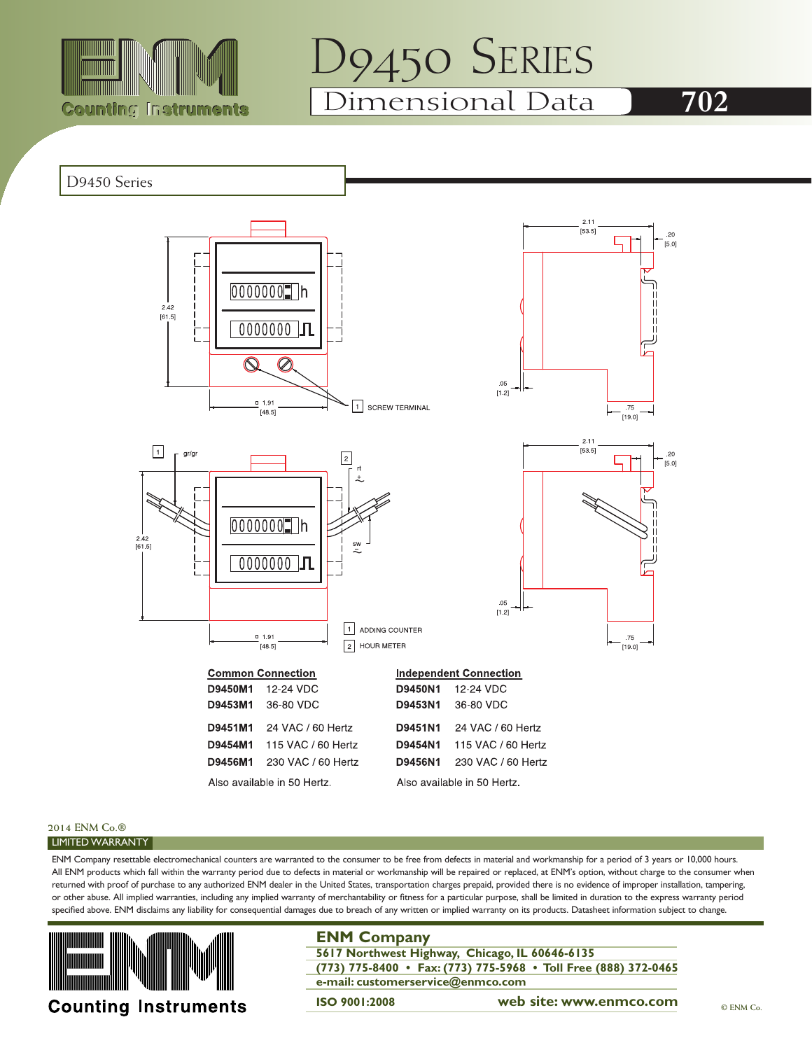# D9450 Series

## Dimensional Data 702

### D9450 Series

2.42
[61.5]

1.91
[48.5]

0000000 h

0000000

1 SCREW TERMINAL

2.11
[53.5]

.20
[5.0]

.05
[1.2]

.75
[19.0]

1 gr/gr

2 rt +

sw ~

1 ADDING COUNTER

2 HOUR METER

| Common Connection | | Independent Connection | |
|---|---|---|---|
| **D9450M1** | 12-24 VDC | **D9450N1** | 12-24 VDC |
| **D9453M1** | 36-80 VDC | **D9453N1** | 36-80 VDC |
| **D9451M1** | 24 VAC / 60 Hertz | **D9451N1** | 24 VAC / 60 Hertz |
| **D9454M1** | 115 VAC / 60 Hertz | **D9454N1** | 115 VAC / 60 Hertz |
| **D9456M1** | 230 VAC / 60 Hertz | **D9456N1** | 230 VAC / 60 Hertz |
| Also available in 50 Hertz. | | Also available in 50 Hertz. | |

2014 ENM Co.®

**LIMITED WARRANTY**

ENM Company resettable electromechanical counters are warranted to the consumer to be free from defects in material and workmanship for a period of 3 years or 10,000 hours. All ENM products which fall within the warranty period due to defects in material or workmanship will be repaired or replaced, at ENM's option, without charge to the consumer when returned with proof of purchase to any authorized ENM dealer in the United States, transportation charges prepaid, provided there is no evidence of improper installation, tampering, or other abuse. All implied warranties, including any implied warranty of merchantability or fitness for a particular purpose, shall be limited in duration to the express warranty period specified above. ENM disclaims any liability for consequential damages due to breach of any written or implied warranty on its products. Datasheet information subject to change.

Counting Instruments

**ENM Company**
**5617 Northwest Highway, Chicago, IL 60646-6135**
**(773) 775-8400 • Fax: (773) 775-5968 • Toll Free (888) 372-0465**
**e-mail: customerservice@enmco.com**
**ISO 9001:2008** **web site: www.enmco.com**

© ENM Co.